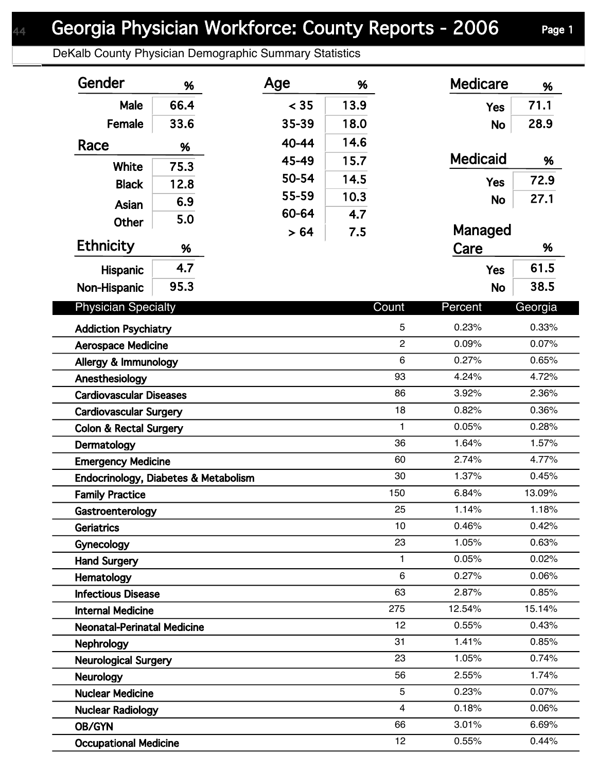# Georgia Physician Workforce: County Reports - 2006

DeKalb County Physician Demographic Summary Statistics

## Gender

| Gender | % |
|---|---|
| Male | 66.4 |
| Female | 33.6 |

## Race

| Race | % |
|---|---|
| White | 75.3 |
| Black | 12.8 |
| Asian | 6.9 |
| Other | 5.0 |

## Ethnicity

| Ethnicity | % |
|---|---|
| Hispanic | 4.7 |
| Non-Hispanic | 95.3 |

## Age

| Age | % |
|---|---|
| < 35 | 13.9 |
| 35-39 | 18.0 |
| 40-44 | 14.6 |
| 45-49 | 15.7 |
| 50-54 | 14.5 |
| 55-59 | 10.3 |
| 60-64 | 4.7 |
| > 64 | 7.5 |

## Medicare

| Medicare | % |
|---|---|
| Yes | 71.1 |
| No | 28.9 |

## Medicaid

| Medicaid | % |
|---|---|
| Yes | 72.9 |
| No | 27.1 |

## Managed Care

| Managed Care | % |
|---|---|
| Yes | 61.5 |
| No | 38.5 |

## Physician Specialty

| Physician Specialty | Count | Percent | Georgia |
|---|---|---|---|
| Addiction Psychiatry | 5 | 0.23% | 0.33% |
| Aerospace Medicine | 2 | 0.09% | 0.07% |
| Allergy & Immunology | 6 | 0.27% | 0.65% |
| Anesthesiology | 93 | 4.24% | 4.72% |
| Cardiovascular Diseases | 86 | 3.92% | 2.36% |
| Cardiovascular Surgery | 18 | 0.82% | 0.36% |
| Colon & Rectal Surgery | 1 | 0.05% | 0.28% |
| Dermatology | 36 | 1.64% | 1.57% |
| Emergency Medicine | 60 | 2.74% | 4.77% |
| Endocrinology, Diabetes & Metabolism | 30 | 1.37% | 0.45% |
| Family Practice | 150 | 6.84% | 13.09% |
| Gastroenterology | 25 | 1.14% | 1.18% |
| Geriatrics | 10 | 0.46% | 0.42% |
| Gynecology | 23 | 1.05% | 0.63% |
| Hand Surgery | 1 | 0.05% | 0.02% |
| Hematology | 6 | 0.27% | 0.06% |
| Infectious Disease | 63 | 2.87% | 0.85% |
| Internal Medicine | 275 | 12.54% | 15.14% |
| Neonatal-Perinatal Medicine | 12 | 0.55% | 0.43% |
| Nephrology | 31 | 1.41% | 0.85% |
| Neurological Surgery | 23 | 1.05% | 0.74% |
| Neurology | 56 | 2.55% | 1.74% |
| Nuclear Medicine | 5 | 0.23% | 0.07% |
| Nuclear Radiology | 4 | 0.18% | 0.06% |
| OB/GYN | 66 | 3.01% | 6.69% |
| Occupational Medicine | 12 | 0.55% | 0.44% |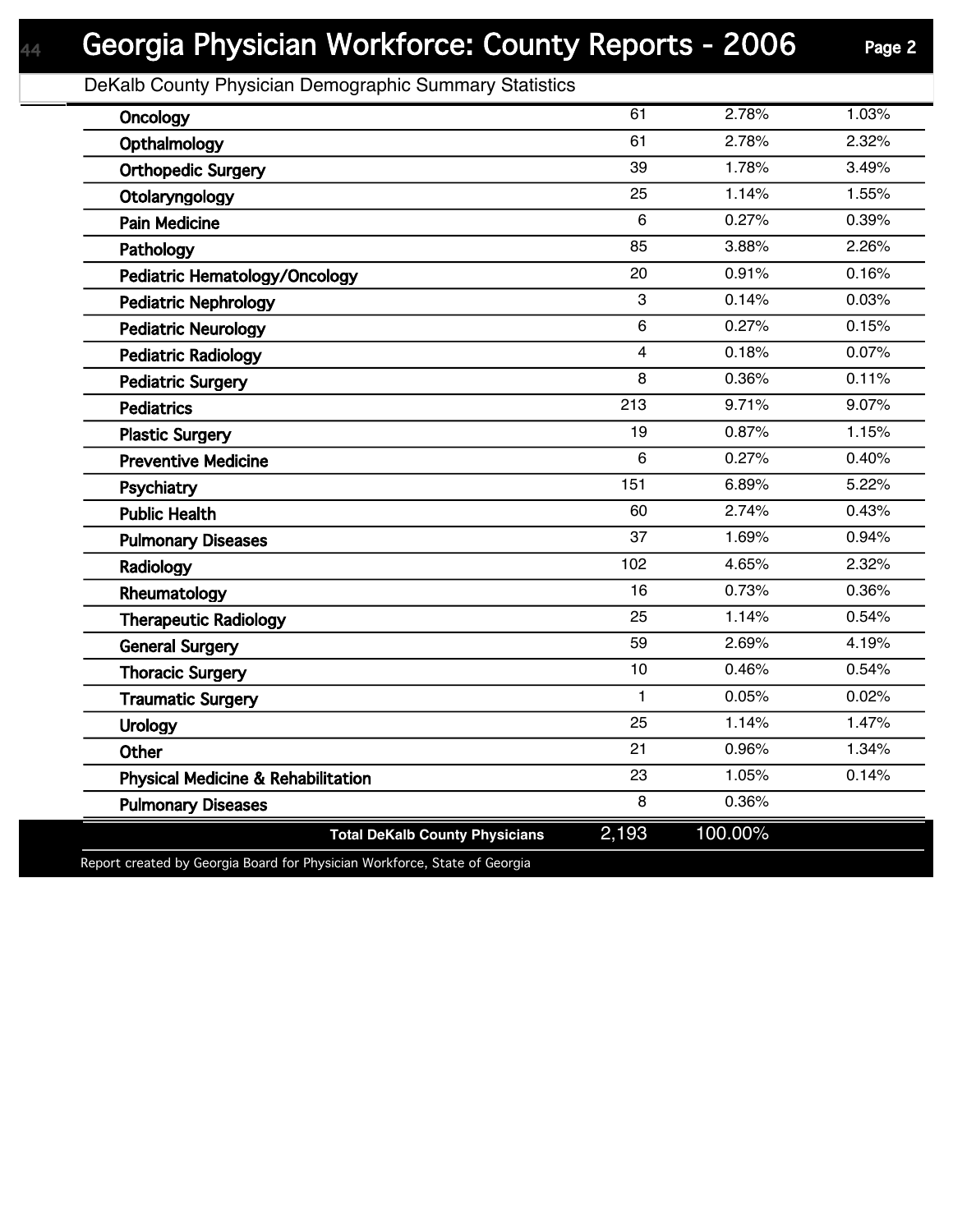## DeKalb County Physician Demographic Summary Statistics

| | | | |
|---|---|---|---|
| Oncology | 61 | 2.78% | 1.03% |
| Opthalmology | 61 | 2.78% | 2.32% |
| Orthopedic Surgery | 39 | 1.78% | 3.49% |
| Otolaryngology | 25 | 1.14% | 1.55% |
| Pain Medicine | 6 | 0.27% | 0.39% |
| Pathology | 85 | 3.88% | 2.26% |
| Pediatric Hematology/Oncology | 20 | 0.91% | 0.16% |
| Pediatric Nephrology | 3 | 0.14% | 0.03% |
| Pediatric Neurology | 6 | 0.27% | 0.15% |
| Pediatric Radiology | 4 | 0.18% | 0.07% |
| Pediatric Surgery | 8 | 0.36% | 0.11% |
| Pediatrics | 213 | 9.71% | 9.07% |
| Plastic Surgery | 19 | 0.87% | 1.15% |
| Preventive Medicine | 6 | 0.27% | 0.40% |
| Psychiatry | 151 | 6.89% | 5.22% |
| Public Health | 60 | 2.74% | 0.43% |
| Pulmonary Diseases | 37 | 1.69% | 0.94% |
| Radiology | 102 | 4.65% | 2.32% |
| Rheumatology | 16 | 0.73% | 0.36% |
| Therapeutic Radiology | 25 | 1.14% | 0.54% |
| General Surgery | 59 | 2.69% | 4.19% |
| Thoracic Surgery | 10 | 0.46% | 0.54% |
| Traumatic Surgery | 1 | 0.05% | 0.02% |
| Urology | 25 | 1.14% | 1.47% |
| Other | 21 | 0.96% | 1.34% |
| Physical Medicine & Rehabilitation | 23 | 1.05% | 0.14% |
| Pulmonary Diseases | 8 | 0.36% | |
| **Total DeKalb County Physicians** | 2,193 | 100.00% | |

Report created by Georgia Board for Physician Workforce, State of Georgia